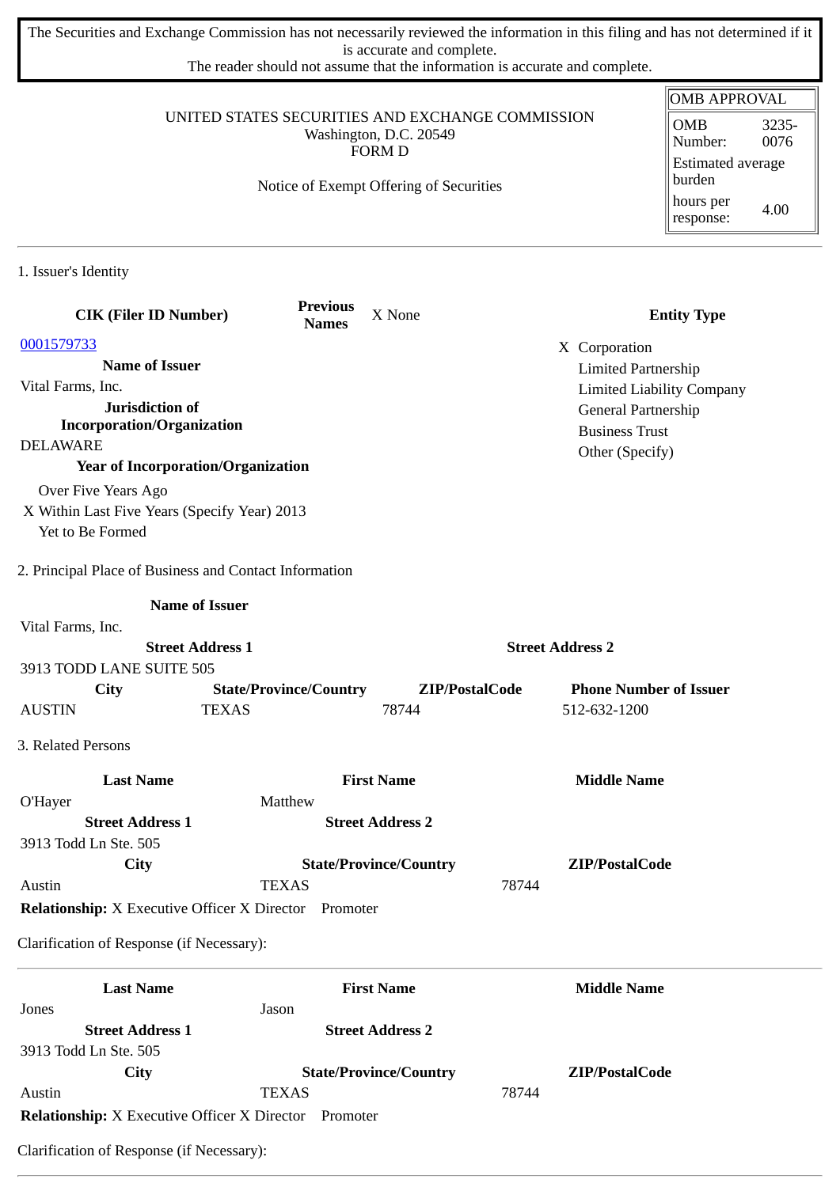The Securities and Exchange Commission has not necessarily reviewed the information in this filing and has not determined if it is accurate and complete.
The reader should not assume that the information is accurate and complete.

| OMB APPROVAL | |
|---|---|
| OMB Number: | 3235-0076 |
| Estimated average burden | |
| hours per response: | 4.00 |

UNITED STATES SECURITIES AND EXCHANGE COMMISSION
Washington, D.C. 20549
FORM D

Notice of Exempt Offering of Securities

## 1. Issuer's Identity

**CIK (Filer ID Number)**
0001579733

**Previous Names** X None

**Entity Type**
- X Corporation
- Limited Partnership
- Limited Liability Company
- General Partnership
- Business Trust
- Other (Specify)

**Name of Issuer**
Vital Farms, Inc.

**Jurisdiction of Incorporation/Organization**
DELAWARE

**Year of Incorporation/Organization**
- Over Five Years Ago
- X Within Last Five Years (Specify Year) 2013
- Yet to Be Formed

## 2. Principal Place of Business and Contact Information

**Name of Issuer**
Vital Farms, Inc.

| Street Address 1 | Street Address 2 |
|---|---|
| 3913 TODD LANE SUITE 505 | |

| City | State/Province/Country | ZIP/PostalCode | Phone Number of Issuer |
|---|---|---|---|
| AUSTIN | TEXAS | 78744 | 512-632-1200 |

## 3. Related Persons

| Last Name | First Name | Middle Name |
|---|---|---|
| O'Hayer | Matthew | |

| Street Address 1 | Street Address 2 |
|---|---|
| 3913 Todd Ln Ste. 505 | |

| City | State/Province/Country | ZIP/PostalCode |
|---|---|---|
| Austin | TEXAS | 78744 |

**Relationship:** X Executive Officer X Director Promoter

Clarification of Response (if Necessary):

---

| Last Name | First Name | Middle Name |
|---|---|---|
| Jones | Jason | |

| Street Address 1 | Street Address 2 |
|---|---|
| 3913 Todd Ln Ste. 505 | |

| City | State/Province/Country | ZIP/PostalCode |
|---|---|---|
| Austin | TEXAS | 78744 |

**Relationship:** X Executive Officer X Director Promoter

Clarification of Response (if Necessary):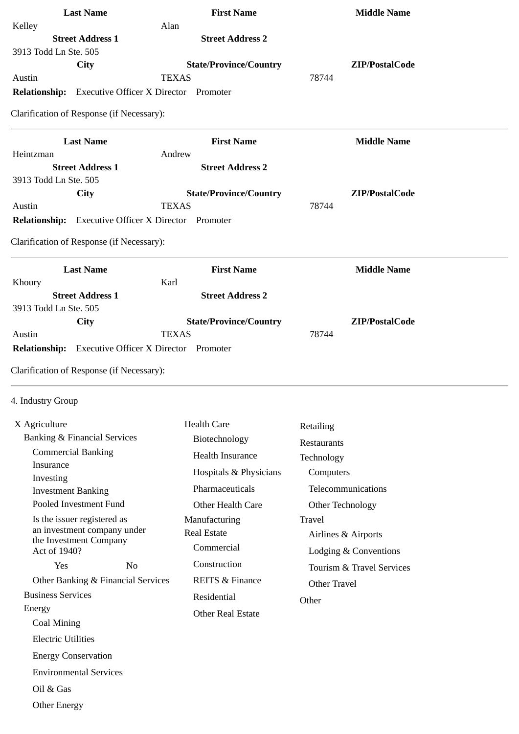| Last Name | First Name | Middle Name |
| --- | --- | --- |
| Kelley | Alan | |
| **Street Address 1** | **Street Address 2** | |
| 3913 Todd Ln Ste. 505 | | |
| **City** | **State/Province/Country** | **ZIP/PostalCode** |
| Austin | TEXAS | 78744 |

**Relationship:** Executive Officer X Director Promoter

Clarification of Response (if Necessary):

---

| Last Name | First Name | Middle Name |
| --- | --- | --- |
| Heintzman | Andrew | |
| **Street Address 1** | **Street Address 2** | |
| 3913 Todd Ln Ste. 505 | | |
| **City** | **State/Province/Country** | **ZIP/PostalCode** |
| Austin | TEXAS | 78744 |

**Relationship:** Executive Officer X Director Promoter

Clarification of Response (if Necessary):

---

| Last Name | First Name | Middle Name |
| --- | --- | --- |
| Khoury | Karl | |
| **Street Address 1** | **Street Address 2** | |
| 3913 Todd Ln Ste. 505 | | |
| **City** | **State/Province/Country** | **ZIP/PostalCode** |
| Austin | TEXAS | 78744 |

**Relationship:** Executive Officer X Director Promoter

Clarification of Response (if Necessary):

---

4. Industry Group

X Agriculture
- Banking & Financial Services
  - Commercial Banking
  - Insurance
  - Investing
  - Investment Banking
  - Pooled Investment Fund
  - Is the issuer registered as an investment company under the Investment Company Act of 1940?
    - Yes
    - No
  - Other Banking & Financial Services
- Business Services
- Energy
  - Coal Mining
  - Electric Utilities
  - Energy Conservation
  - Environmental Services
  - Oil & Gas
  - Other Energy

Health Care
- Biotechnology
- Health Insurance
- Hospitals & Physicians
- Pharmaceuticals
- Other Health Care

Manufacturing

Real Estate
- Commercial
- Construction
- REITS & Finance
- Residential
- Other Real Estate

Retailing

Restaurants

Technology
- Computers
- Telecommunications
- Other Technology

Travel
- Airlines & Airports
- Lodging & Conventions
- Tourism & Travel Services
- Other Travel

Other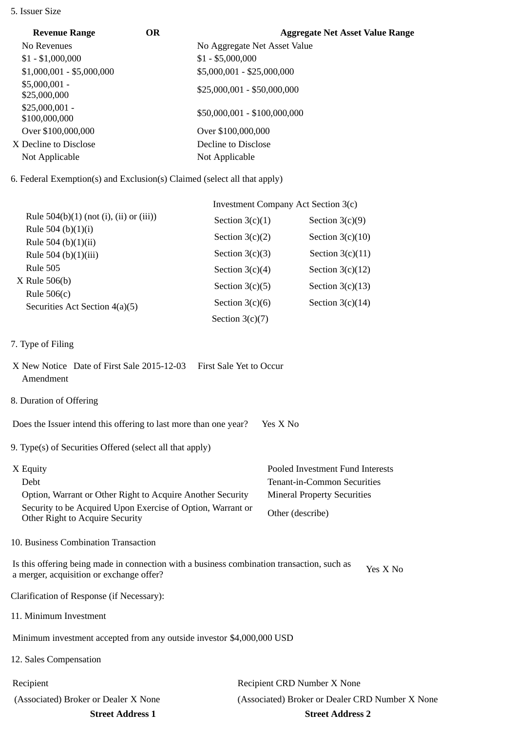5. Issuer Size

| Revenue Range | OR | Aggregate Net Asset Value Range |
|---|---|---|
| No Revenues | | No Aggregate Net Asset Value |
| $1 - $1,000,000 | | $1 - $5,000,000 |
| $1,000,001 - $5,000,000 | | $5,000,001 - $25,000,000 |
| $5,000,001 - $25,000,000 | | $25,000,001 - $50,000,000 |
| $25,000,001 - $100,000,000 | | $50,000,001 - $100,000,000 |
| Over $100,000,000 | | Over $100,000,000 |
| X Decline to Disclose | | Decline to Disclose |
| Not Applicable | | Not Applicable |

6. Federal Exemption(s) and Exclusion(s) Claimed (select all that apply)

| | Investment Company Act Section 3(c) | |
|---|---|---|
| Rule 504(b)(1) (not (i), (ii) or (iii)) | Section 3(c)(1) | Section 3(c)(9) |
| Rule 504 (b)(1)(i) | Section 3(c)(2) | Section 3(c)(10) |
| Rule 504 (b)(1)(ii) | Section 3(c)(3) | Section 3(c)(11) |
| Rule 504 (b)(1)(iii) | Section 3(c)(4) | Section 3(c)(12) |
| Rule 505 | Section 3(c)(5) | Section 3(c)(13) |
| X Rule 506(b) | Section 3(c)(6) | Section 3(c)(14) |
| Rule 506(c) | Section 3(c)(7) | |
| Securities Act Section 4(a)(5) | | |

7. Type of Filing

X New Notice Date of First Sale 2015-12-03 First Sale Yet to Occur
Amendment

8. Duration of Offering

Does the Issuer intend this offering to last more than one year? Yes X No

9. Type(s) of Securities Offered (select all that apply)

| | |
|---|---|
| X Equity | Pooled Investment Fund Interests |
| Debt | Tenant-in-Common Securities |
| Option, Warrant or Other Right to Acquire Another Security | Mineral Property Securities |
| Security to be Acquired Upon Exercise of Option, Warrant or Other Right to Acquire Security | Other (describe) |

10. Business Combination Transaction

Is this offering being made in connection with a business combination transaction, such as a merger, acquisition or exchange offer? Yes X No

Clarification of Response (if Necessary):

11. Minimum Investment

Minimum investment accepted from any outside investor $4,000,000 USD

12. Sales Compensation

| | |
|---|---|
| Recipient | Recipient CRD Number X None |
| (Associated) Broker or Dealer X None | (Associated) Broker or Dealer CRD Number X None |
| **Street Address 1** | **Street Address 2** |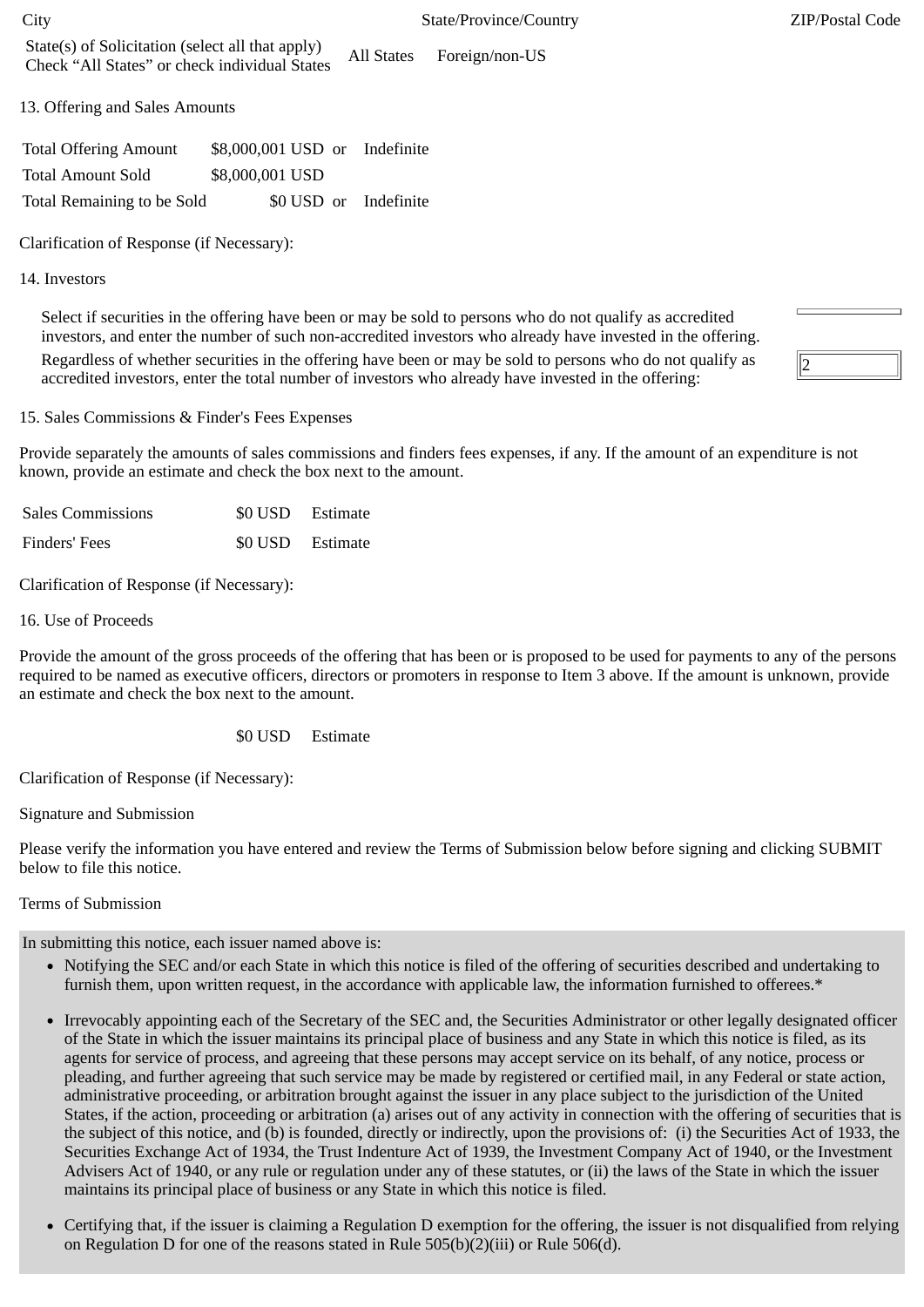| City | State/Province/Country | ZIP/Postal Code |
|---|---|---|

| | | |
|---|---|---|
| State(s) of Solicitation (select all that apply) Check "All States" or check individual States | All States | Foreign/non-US |

13. Offering and Sales Amounts

| | | |
|---|---|---|
| Total Offering Amount | $8,000,001 USD or | Indefinite |
| Total Amount Sold | $8,000,001 USD | |
| Total Remaining to be Sold | $0 USD or | Indefinite |

Clarification of Response (if Necessary):

14. Investors

| | |
|---|---|
| Select if securities in the offering have been or may be sold to persons who do not qualify as accredited investors, and enter the number of such non-accredited investors who already have invested in the offering. | |
| Regardless of whether securities in the offering have been or may be sold to persons who do not qualify as accredited investors, enter the total number of investors who already have invested in the offering: | 2 |

15. Sales Commissions & Finder's Fees Expenses

Provide separately the amounts of sales commissions and finders fees expenses, if any. If the amount of an expenditure is not known, provide an estimate and check the box next to the amount.

| | | |
|---|---|---|
| Sales Commissions | $0 USD | Estimate |
| Finders' Fees | $0 USD | Estimate |

Clarification of Response (if Necessary):

16. Use of Proceeds

Provide the amount of the gross proceeds of the offering that has been or is proposed to be used for payments to any of the persons required to be named as executive officers, directors or promoters in response to Item 3 above. If the amount is unknown, provide an estimate and check the box next to the amount.

$0 USD Estimate

Clarification of Response (if Necessary):

Signature and Submission

Please verify the information you have entered and review the Terms of Submission below before signing and clicking SUBMIT below to file this notice.

Terms of Submission

In submitting this notice, each issuer named above is:

- Notifying the SEC and/or each State in which this notice is filed of the offering of securities described and undertaking to furnish them, upon written request, in the accordance with applicable law, the information furnished to offerees.*
- Irrevocably appointing each of the Secretary of the SEC and, the Securities Administrator or other legally designated officer of the State in which the issuer maintains its principal place of business and any State in which this notice is filed, as its agents for service of process, and agreeing that these persons may accept service on its behalf, of any notice, process or pleading, and further agreeing that such service may be made by registered or certified mail, in any Federal or state action, administrative proceeding, or arbitration brought against the issuer in any place subject to the jurisdiction of the United States, if the action, proceeding or arbitration (a) arises out of any activity in connection with the offering of securities that is the subject of this notice, and (b) is founded, directly or indirectly, upon the provisions of: (i) the Securities Act of 1933, the Securities Exchange Act of 1934, the Trust Indenture Act of 1939, the Investment Company Act of 1940, or the Investment Advisers Act of 1940, or any rule or regulation under any of these statutes, or (ii) the laws of the State in which the issuer maintains its principal place of business or any State in which this notice is filed.
- Certifying that, if the issuer is claiming a Regulation D exemption for the offering, the issuer is not disqualified from relying on Regulation D for one of the reasons stated in Rule 505(b)(2)(iii) or Rule 506(d).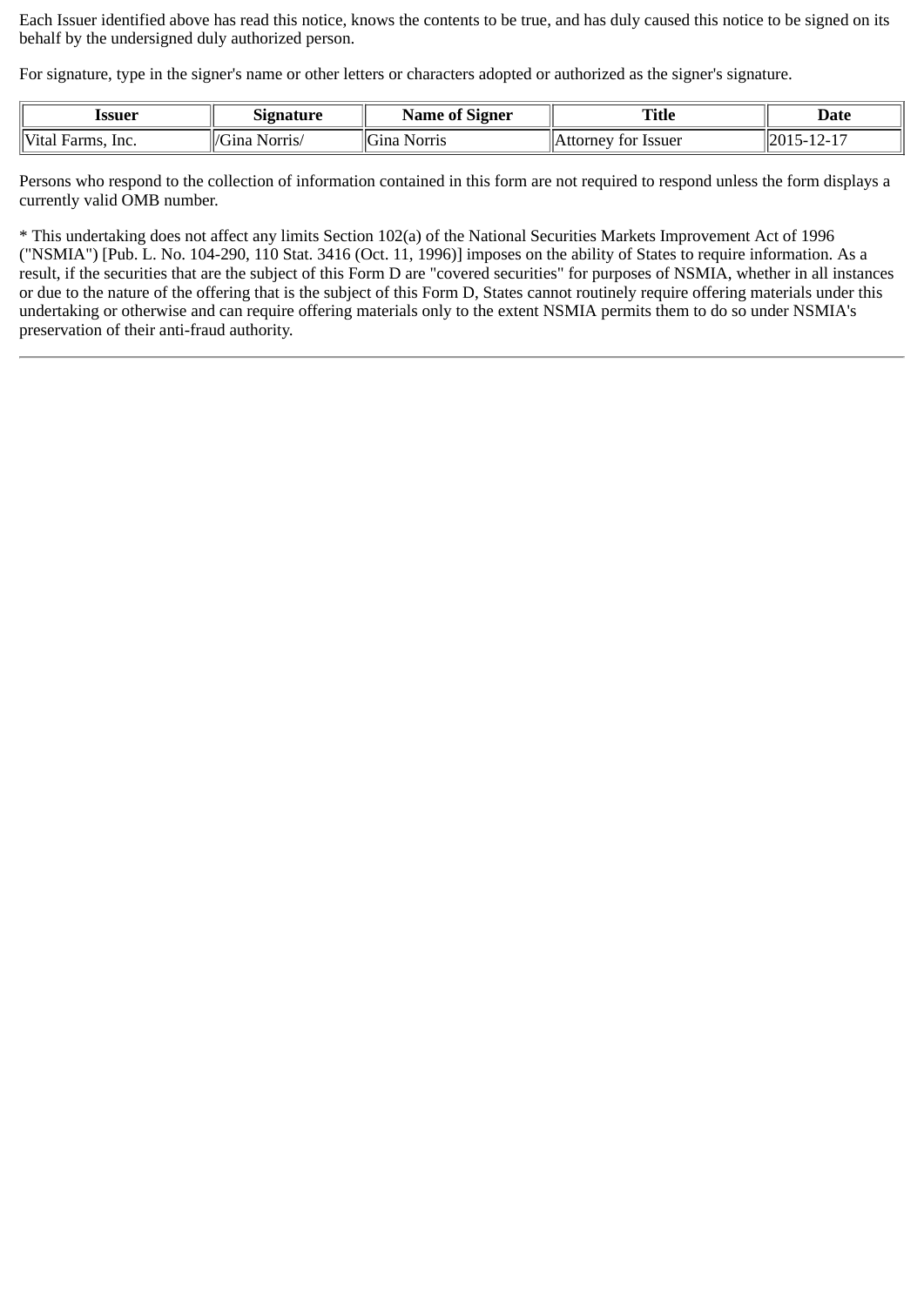Each Issuer identified above has read this notice, knows the contents to be true, and has duly caused this notice to be signed on its behalf by the undersigned duly authorized person.

For signature, type in the signer's name or other letters or characters adopted or authorized as the signer's signature.

| Issuer | Signature | Name of Signer | Title | Date |
|---|---|---|---|---|
| Vital Farms, Inc. | /Gina Norris/ | Gina Norris | Attorney for Issuer | 2015-12-17 |

Persons who respond to the collection of information contained in this form are not required to respond unless the form displays a currently valid OMB number.

* This undertaking does not affect any limits Section 102(a) of the National Securities Markets Improvement Act of 1996 ("NSMIA") [Pub. L. No. 104-290, 110 Stat. 3416 (Oct. 11, 1996)] imposes on the ability of States to require information. As a result, if the securities that are the subject of this Form D are "covered securities" for purposes of NSMIA, whether in all instances or due to the nature of the offering that is the subject of this Form D, States cannot routinely require offering materials under this undertaking or otherwise and can require offering materials only to the extent NSMIA permits them to do so under NSMIA's preservation of their anti-fraud authority.